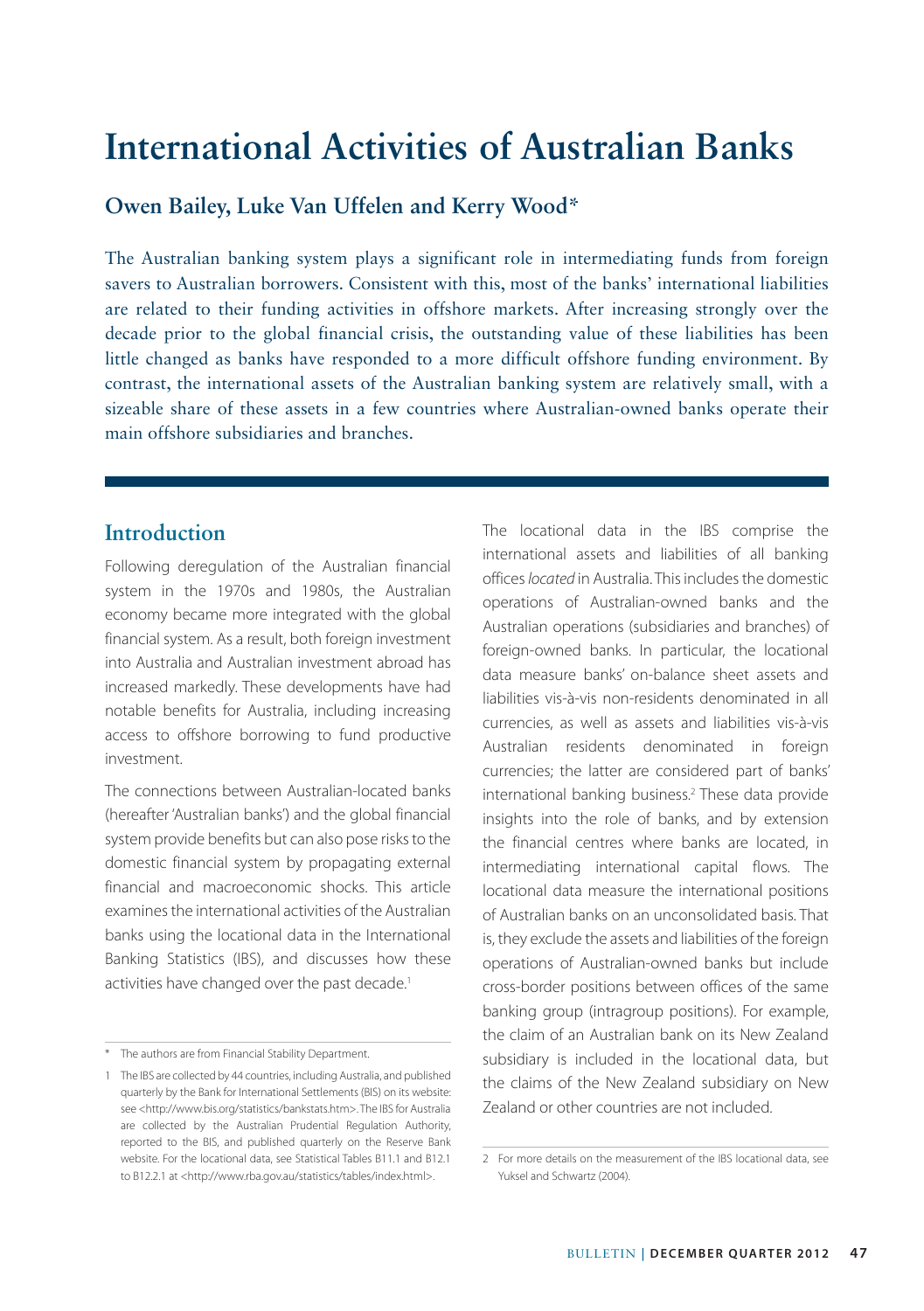# International Activities of Australian Banks

## Owen Bailey, Luke Van Uffelen and Kerry Wood*

The Australian banking system plays a significant role in intermediating funds from foreign savers to Australian borrowers. Consistent with this, most of the banks' international liabilities are related to their funding activities in offshore markets. After increasing strongly over the decade prior to the global financial crisis, the outstanding value of these liabilities has been little changed as banks have responded to a more difficult offshore funding environment. By contrast, the international assets of the Australian banking system are relatively small, with a sizeable share of these assets in a few countries where Australian-owned banks operate their main offshore subsidiaries and branches.

## Introduction

Following deregulation of the Australian financial system in the 1970s and 1980s, the Australian economy became more integrated with the global financial system. As a result, both foreign investment into Australia and Australian investment abroad has increased markedly. These developments have had notable benefits for Australia, including increasing access to offshore borrowing to fund productive investment.

The connections between Australian-located banks (hereafter 'Australian banks') and the global financial system provide benefits but can also pose risks to the domestic financial system by propagating external financial and macroeconomic shocks. This article examines the international activities of the Australian banks using the locational data in the International Banking Statistics (IBS), and discusses how these activities have changed over the past decade.[1]

The locational data in the IBS comprise the international assets and liabilities of all banking offices *located* in Australia. This includes the domestic operations of Australian-owned banks and the Australian operations (subsidiaries and branches) of foreign-owned banks. In particular, the locational data measure banks' on-balance sheet assets and liabilities vis-à-vis non-residents denominated in all currencies, as well as assets and liabilities vis-à-vis Australian residents denominated in foreign currencies; the latter are considered part of banks' international banking business.[2] These data provide insights into the role of banks, and by extension the financial centres where banks are located, in intermediating international capital flows. The locational data measure the international positions of Australian banks on an unconsolidated basis. That is, they exclude the assets and liabilities of the foreign operations of Australian-owned banks but include cross-border positions between offices of the same banking group (intragroup positions). For example, the claim of an Australian bank on its New Zealand subsidiary is included in the locational data, but the claims of the New Zealand subsidiary on New Zealand or other countries are not included.

\* The authors are from Financial Stability Department.

1 The IBS are collected by 44 countries, including Australia, and published quarterly by the Bank for International Settlements (BIS) on its website: see <http://www.bis.org/statistics/bankstats.htm>. The IBS for Australia are collected by the Australian Prudential Regulation Authority, reported to the BIS, and published quarterly on the Reserve Bank website. For the locational data, see Statistical Tables B11.1 and B12.1 to B12.2.1 at <http://www.rba.gov.au/statistics/tables/index.html>.

2 For more details on the measurement of the IBS locational data, see Yuksel and Schwartz (2004).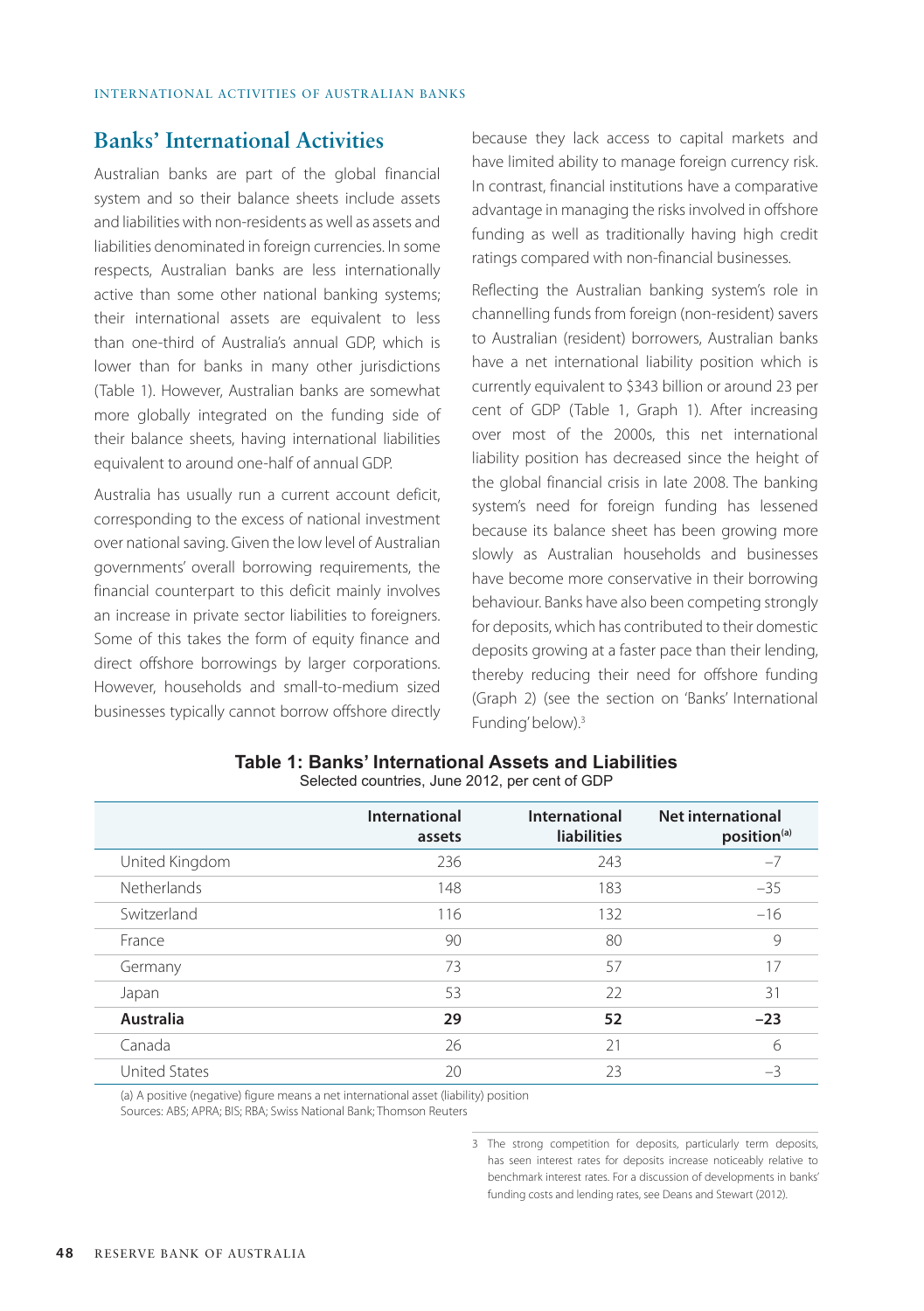## Banks' International Activities

Australian banks are part of the global financial system and so their balance sheets include assets and liabilities with non-residents as well as assets and liabilities denominated in foreign currencies. In some respects, Australian banks are less internationally active than some other national banking systems; their international assets are equivalent to less than one-third of Australia's annual GDP, which is lower than for banks in many other jurisdictions (Table 1). However, Australian banks are somewhat more globally integrated on the funding side of their balance sheets, having international liabilities equivalent to around one-half of annual GDP.

Australia has usually run a current account deficit, corresponding to the excess of national investment over national saving. Given the low level of Australian governments' overall borrowing requirements, the financial counterpart to this deficit mainly involves an increase in private sector liabilities to foreigners. Some of this takes the form of equity finance and direct offshore borrowings by larger corporations. However, households and small-to-medium sized businesses typically cannot borrow offshore directly because they lack access to capital markets and have limited ability to manage foreign currency risk. In contrast, financial institutions have a comparative advantage in managing the risks involved in offshore funding as well as traditionally having high credit ratings compared with non-financial businesses.

Reflecting the Australian banking system's role in channelling funds from foreign (non-resident) savers to Australian (resident) borrowers, Australian banks have a net international liability position which is currently equivalent to $343 billion or around 23 per cent of GDP (Table 1, Graph 1). After increasing over most of the 2000s, this net international liability position has decreased since the height of the global financial crisis in late 2008. The banking system's need for foreign funding has lessened because its balance sheet has been growing more slowly as Australian households and businesses have become more conservative in their borrowing behaviour. Banks have also been competing strongly for deposits, which has contributed to their domestic deposits growing at a faster pace than their lending, thereby reducing their need for offshore funding (Graph 2) (see the section on 'Banks' International Funding' below).[3]

**Table 1: Banks' International Assets and Liabilities**
Selected countries, June 2012, per cent of GDP

| | International assets | International liabilities | Net international position[(a)] |
|---|---|---|---|
| United Kingdom | 236 | 243 | –7 |
| Netherlands | 148 | 183 | –35 |
| Switzerland | 116 | 132 | –16 |
| France | 90 | 80 | 9 |
| Germany | 73 | 57 | 17 |
| Japan | 53 | 22 | 31 |
| **Australia** | **29** | **52** | **–23** |
| Canada | 26 | 21 | 6 |
| United States | 20 | 23 | –3 |

(a) A positive (negative) figure means a net international asset (liability) position
Sources: ABS; APRA; BIS; RBA; Swiss National Bank; Thomson Reuters

3 The strong competition for deposits, particularly term deposits, has seen interest rates for deposits increase noticeably relative to benchmark interest rates. For a discussion of developments in banks' funding costs and lending rates, see Deans and Stewart (2012).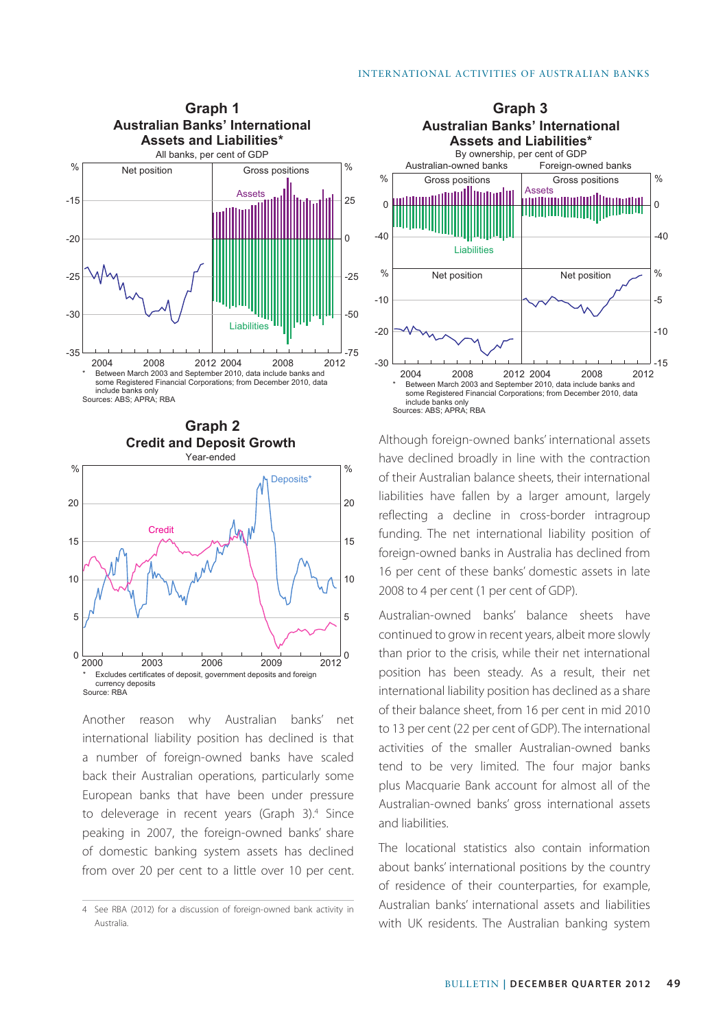**Graph 1**
**Australian Banks' International Assets and Liabilities***
All banks, per cent of GDP

\* Between March 2003 and September 2010, data include banks and some Registered Financial Corporations; from December 2010, data include banks only
Sources: ABS; APRA; RBA

**Graph 2**
**Credit and Deposit Growth**
Year-ended

\* Excludes certificates of deposit, government deposits and foreign currency deposits
Source: RBA

Another reason why Australian banks' net international liability position has declined is that a number of foreign-owned banks have scaled back their Australian operations, particularly some European banks that have been under pressure to deleverage in recent years (Graph 3).[4] Since peaking in 2007, the foreign-owned banks' share of domestic banking system assets has declined from over 20 per cent to a little over 10 per cent.

**Graph 3**
**Australian Banks' International Assets and Liabilities***
By ownership, per cent of GDP

\* Between March 2003 and September 2010, data include banks and some Registered Financial Corporations; from December 2010, data include banks only
Sources: ABS; APRA; RBA

Although foreign-owned banks' international assets have declined broadly in line with the contraction of their Australian balance sheets, their international liabilities have fallen by a larger amount, largely reflecting a decline in cross-border intragroup funding. The net international liability position of foreign-owned banks in Australia has declined from 16 per cent of these banks' domestic assets in late 2008 to 4 per cent (1 per cent of GDP).

Australian-owned banks' balance sheets have continued to grow in recent years, albeit more slowly than prior to the crisis, while their net international position has been steady. As a result, their net international liability position has declined as a share of their balance sheet, from 16 per cent in mid 2010 to 13 per cent (22 per cent of GDP). The international activities of the smaller Australian-owned banks tend to be very limited. The four major banks plus Macquarie Bank account for almost all of the Australian-owned banks' gross international assets and liabilities.

The locational statistics also contain information about banks' international positions by the country of residence of their counterparties, for example, Australian banks' international assets and liabilities with UK residents. The Australian banking system

4 See RBA (2012) for a discussion of foreign-owned bank activity in Australia.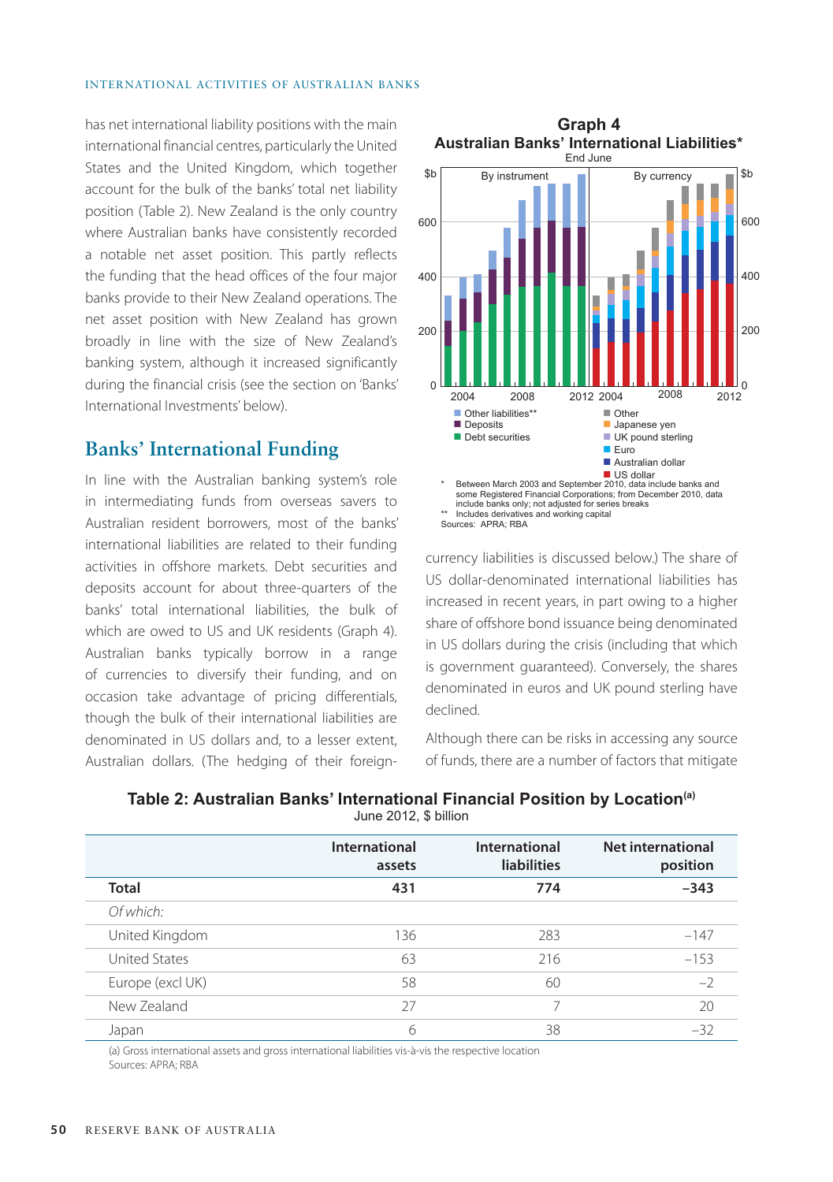has net international liability positions with the main international financial centres, particularly the United States and the United Kingdom, which together account for the bulk of the banks' total net liability position (Table 2). New Zealand is the only country where Australian banks have consistently recorded a notable net asset position. This partly reflects the funding that the head offices of the four major banks provide to their New Zealand operations. The net asset position with New Zealand has grown broadly in line with the size of New Zealand's banking system, although it increased significantly during the financial crisis (see the section on 'Banks' International Investments' below).

## Banks' International Funding

In line with the Australian banking system's role in intermediating funds from overseas savers to Australian resident borrowers, most of the banks' international liabilities are related to their funding activities in offshore markets. Debt securities and deposits account for about three-quarters of the banks' total international liabilities, the bulk of which are owed to US and UK residents (Graph 4). Australian banks typically borrow in a range of currencies to diversify their funding, and on occasion take advantage of pricing differentials, though the bulk of their international liabilities are denominated in US dollars and, to a lesser extent, Australian dollars. (The hedging of their foreign-currency liabilities is discussed below.) The share of US dollar-denominated international liabilities has increased in recent years, in part owing to a higher share of offshore bond issuance being denominated in US dollars during the crisis (including that which is government guaranteed). Conversely, the shares denominated in euros and UK pound sterling have declined.

**Graph 4**
**Australian Banks' International Liabilities***
End June

\* Between March 2003 and September 2010, data include banks and some Registered Financial Corporations; from December 2010, data include banks only; not adjusted for series breaks
\*\* Includes derivatives and working capital
Sources: APRA; RBA

Although there can be risks in accessing any source of funds, there are a number of factors that mitigate

**Table 2: Australian Banks' International Financial Position by Location[(a)]**
June 2012, $ billion

| | International assets | International liabilities | Net international position |
|---|---|---|---|
| **Total** | **431** | **774** | **–343** |
| *Of which:* | | | |
| United Kingdom | 136 | 283 | –147 |
| United States | 63 | 216 | –153 |
| Europe (excl UK) | 58 | 60 | –2 |
| New Zealand | 27 | 7 | 20 |
| Japan | 6 | 38 | –32 |

(a) Gross international assets and gross international liabilities vis-à-vis the respective location
Sources: APRA; RBA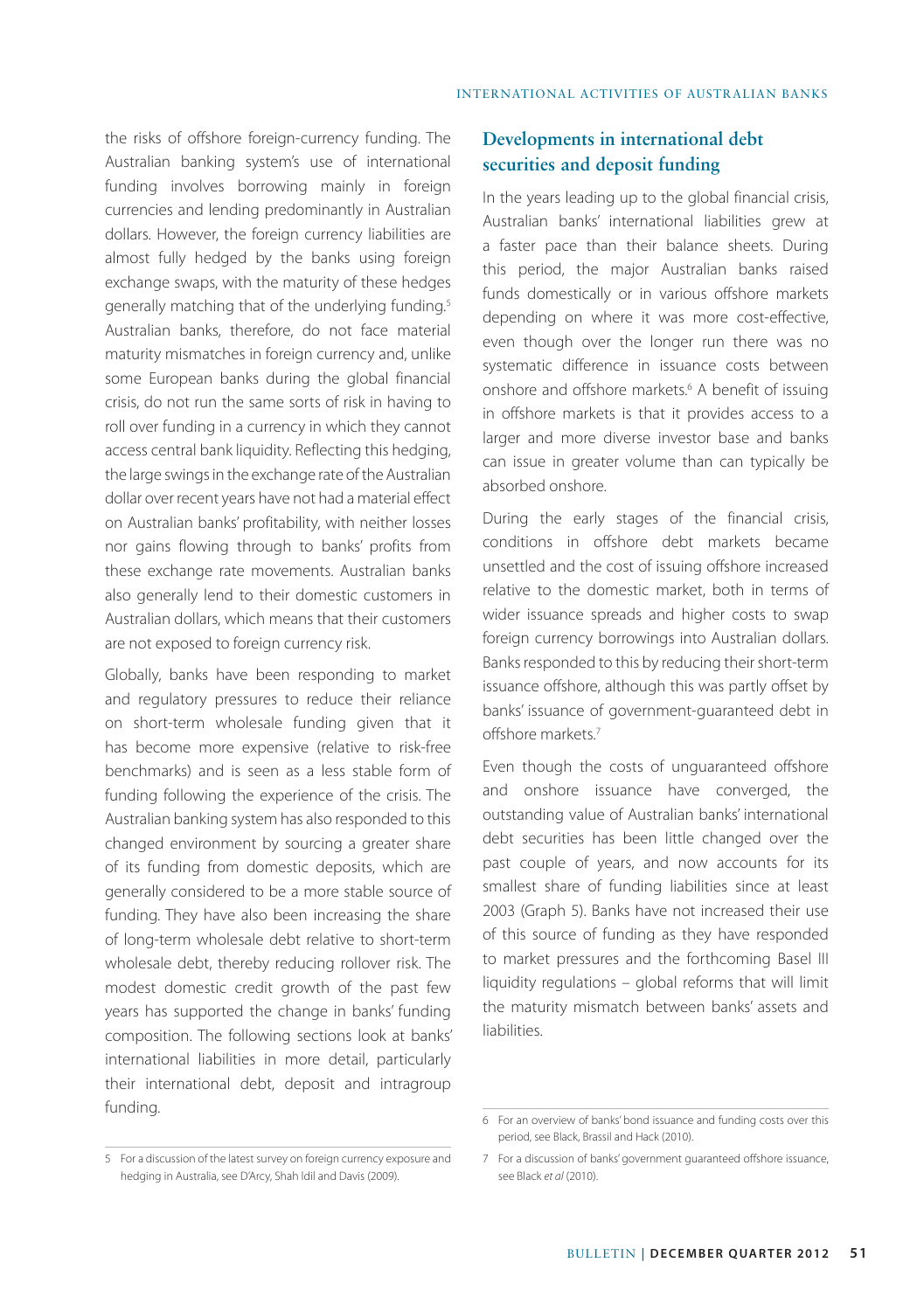the risks of offshore foreign-currency funding. The Australian banking system's use of international funding involves borrowing mainly in foreign currencies and lending predominantly in Australian dollars. However, the foreign currency liabilities are almost fully hedged by the banks using foreign exchange swaps, with the maturity of these hedges generally matching that of the underlying funding.[5] Australian banks, therefore, do not face material maturity mismatches in foreign currency and, unlike some European banks during the global financial crisis, do not run the same sorts of risk in having to roll over funding in a currency in which they cannot access central bank liquidity. Reflecting this hedging, the large swings in the exchange rate of the Australian dollar over recent years have not had a material effect on Australian banks' profitability, with neither losses nor gains flowing through to banks' profits from these exchange rate movements. Australian banks also generally lend to their domestic customers in Australian dollars, which means that their customers are not exposed to foreign currency risk.

Globally, banks have been responding to market and regulatory pressures to reduce their reliance on short-term wholesale funding given that it has become more expensive (relative to risk-free benchmarks) and is seen as a less stable form of funding following the experience of the crisis. The Australian banking system has also responded to this changed environment by sourcing a greater share of its funding from domestic deposits, which are generally considered to be a more stable source of funding. They have also been increasing the share of long-term wholesale debt relative to short-term wholesale debt, thereby reducing rollover risk. The modest domestic credit growth of the past few years has supported the change in banks' funding composition. The following sections look at banks' international liabilities in more detail, particularly their international debt, deposit and intragroup funding.

## Developments in international debt securities and deposit funding

In the years leading up to the global financial crisis, Australian banks' international liabilities grew at a faster pace than their balance sheets. During this period, the major Australian banks raised funds domestically or in various offshore markets depending on where it was more cost-effective, even though over the longer run there was no systematic difference in issuance costs between onshore and offshore markets.[6] A benefit of issuing in offshore markets is that it provides access to a larger and more diverse investor base and banks can issue in greater volume than can typically be absorbed onshore.

During the early stages of the financial crisis, conditions in offshore debt markets became unsettled and the cost of issuing offshore increased relative to the domestic market, both in terms of wider issuance spreads and higher costs to swap foreign currency borrowings into Australian dollars. Banks responded to this by reducing their short-term issuance offshore, although this was partly offset by banks' issuance of government-guaranteed debt in offshore markets.[7]

Even though the costs of unguaranteed offshore and onshore issuance have converged, the outstanding value of Australian banks' international debt securities has been little changed over the past couple of years, and now accounts for its smallest share of funding liabilities since at least 2003 (Graph 5). Banks have not increased their use of this source of funding as they have responded to market pressures and the forthcoming Basel III liquidity regulations – global reforms that will limit the maturity mismatch between banks' assets and liabilities.

---

5 For a discussion of the latest survey on foreign currency exposure and hedging in Australia, see D'Arcy, Shah Idil and Davis (2009).

6 For an overview of banks' bond issuance and funding costs over this period, see Black, Brassil and Hack (2010).

7 For a discussion of banks' government guaranteed offshore issuance, see Black *et al* (2010).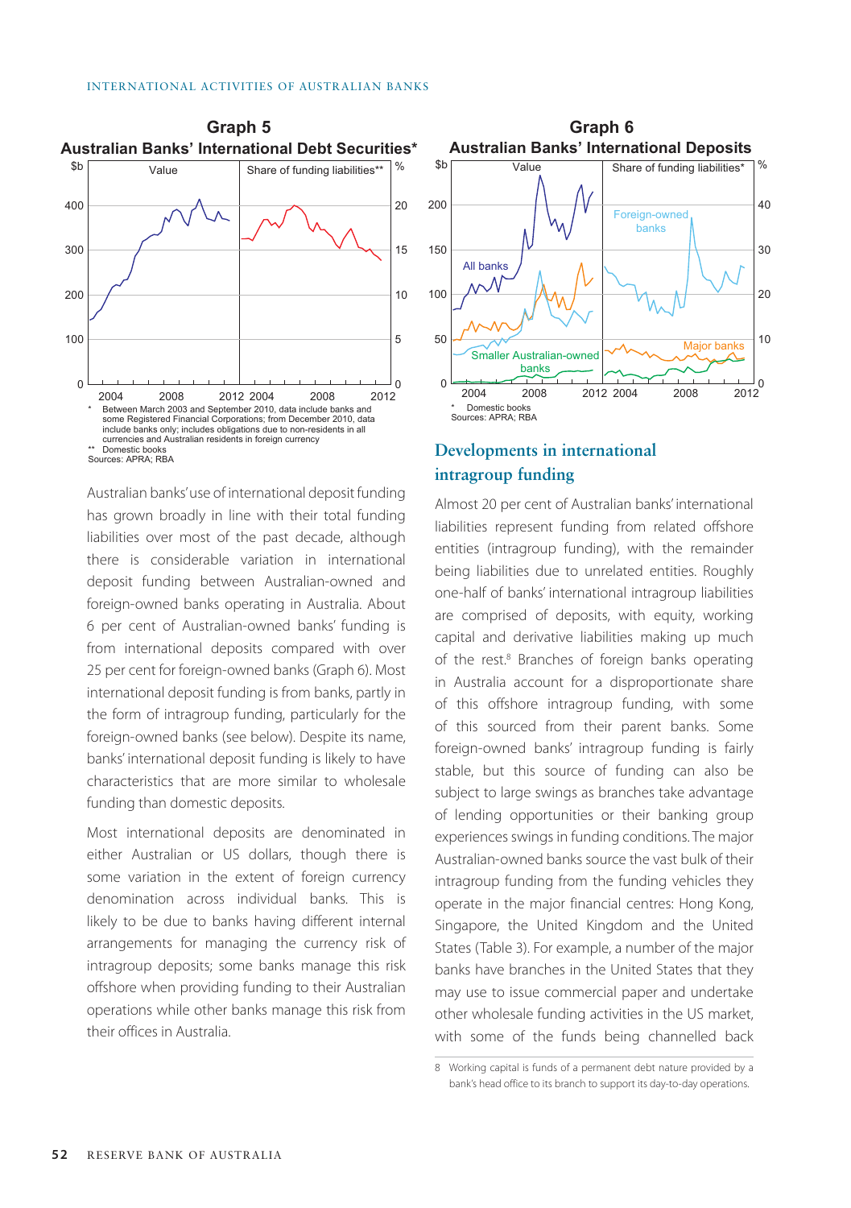**Graph 5**
**Australian Banks' International Debt Securities***

\* Between March 2003 and September 2010, data include banks and some Registered Financial Corporations; from December 2010, data include banks only; includes obligations due to non-residents in all currencies and Australian residents in foreign currency
\*\* Domestic books
Sources: APRA; RBA

**Graph 6**
**Australian Banks' International Deposits**

\* Domestic books
Sources: APRA; RBA

Australian banks' use of international deposit funding has grown broadly in line with their total funding liabilities over most of the past decade, although there is considerable variation in international deposit funding between Australian-owned and foreign-owned banks operating in Australia. About 6 per cent of Australian-owned banks' funding is from international deposits compared with over 25 per cent for foreign-owned banks (Graph 6). Most international deposit funding is from banks, partly in the form of intragroup funding, particularly for the foreign-owned banks (see below). Despite its name, banks' international deposit funding is likely to have characteristics that are more similar to wholesale funding than domestic deposits.

Most international deposits are denominated in either Australian or US dollars, though there is some variation in the extent of foreign currency denomination across individual banks. This is likely to be due to banks having different internal arrangements for managing the currency risk of intragroup deposits; some banks manage this risk offshore when providing funding to their Australian operations while other banks manage this risk from their offices in Australia.

## Developments in international intragroup funding

Almost 20 per cent of Australian banks' international liabilities represent funding from related offshore entities (intragroup funding), with the remainder being liabilities due to unrelated entities. Roughly one-half of banks' international intragroup liabilities are comprised of deposits, with equity, working capital and derivative liabilities making up much of the rest.[8] Branches of foreign banks operating in Australia account for a disproportionate share of this offshore intragroup funding, with some of this sourced from their parent banks. Some foreign-owned banks' intragroup funding is fairly stable, but this source of funding can also be subject to large swings as branches take advantage of lending opportunities or their banking group experiences swings in funding conditions. The major Australian-owned banks source the vast bulk of their intragroup funding from the funding vehicles they operate in the major financial centres: Hong Kong, Singapore, the United Kingdom and the United States (Table 3). For example, a number of the major banks have branches in the United States that they may use to issue commercial paper and undertake other wholesale funding activities in the US market, with some of the funds being channelled back

8 Working capital is funds of a permanent debt nature provided by a bank's head office to its branch to support its day-to-day operations.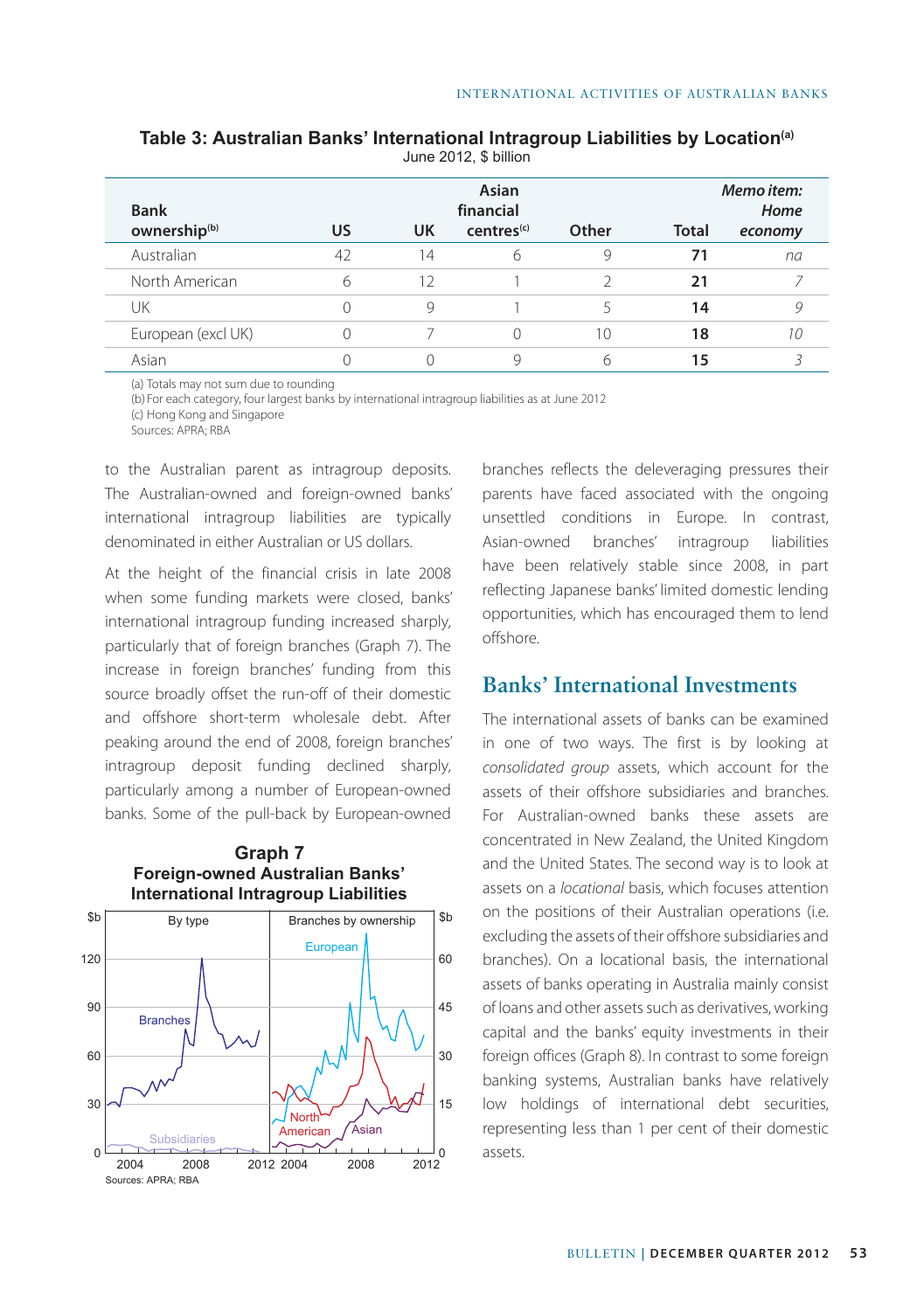**Table 3: Australian Banks' International Intragroup Liabilities by Location[(a)]**
June 2012, $ billion

| Bank ownership[(b)] | US | UK | Asian financial centres[(c)] | Other | Total | *Memo item: Home economy* |
|---|---|---|---|---|---|---|
| Australian | 42 | 14 | 6 | 9 | **71** | *na* |
| North American | 6 | 12 | 1 | 2 | **21** | *7* |
| UK | 0 | 9 | 1 | 5 | **14** | *9* |
| European (excl UK) | 0 | 7 | 0 | 10 | **18** | *10* |
| Asian | 0 | 0 | 9 | 6 | **15** | *3* |

(a) Totals may not sum due to rounding
(b) For each category, four largest banks by international intragroup liabilities as at June 2012
(c) Hong Kong and Singapore
Sources: APRA; RBA

to the Australian parent as intragroup deposits. The Australian-owned and foreign-owned banks' international intragroup liabilities are typically denominated in either Australian or US dollars.

At the height of the financial crisis in late 2008 when some funding markets were closed, banks' international intragroup funding increased sharply, particularly that of foreign branches (Graph 7). The increase in foreign branches' funding from this source broadly offset the run-off of their domestic and offshore short-term wholesale debt. After peaking around the end of 2008, foreign branches' intragroup deposit funding declined sharply, particularly among a number of European-owned banks. Some of the pull-back by European-owned branches reflects the deleveraging pressures their parents have faced associated with the ongoing unsettled conditions in Europe. In contrast, Asian-owned branches' intragroup liabilities have been relatively stable since 2008, in part reflecting Japanese banks' limited domestic lending opportunities, which has encouraged them to lend offshore.

**Graph 7**
**Foreign-owned Australian Banks' International Intragroup Liabilities**

Sources: APRA; RBA

## Banks' International Investments

The international assets of banks can be examined in one of two ways. The first is by looking at *consolidated group* assets, which account for the assets of their offshore subsidiaries and branches. For Australian-owned banks these assets are concentrated in New Zealand, the United Kingdom and the United States. The second way is to look at assets on a *locational* basis, which focuses attention on the positions of their Australian operations (i.e. excluding the assets of their offshore subsidiaries and branches). On a locational basis, the international assets of banks operating in Australia mainly consist of loans and other assets such as derivatives, working capital and the banks' equity investments in their foreign offices (Graph 8). In contrast to some foreign banking systems, Australian banks have relatively low holdings of international debt securities, representing less than 1 per cent of their domestic assets.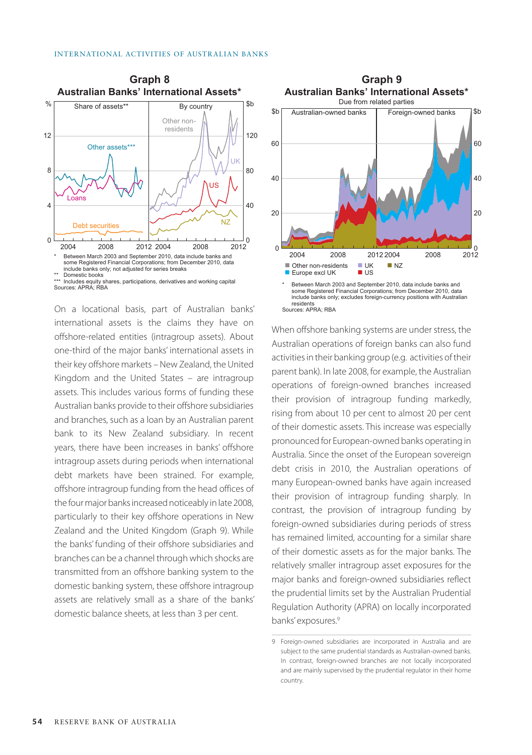**Graph 8**
**Australian Banks' International Assets***

\* Between March 2003 and September 2010, data include banks and some Registered Financial Corporations; from December 2010, data include banks only; not adjusted for series breaks
\** Domestic books
\*** Includes equity shares, participations, derivatives and working capital
Sources: APRA; RBA

On a locational basis, part of Australian banks' international assets is the claims they have on offshore-related entities (intragroup assets). About one-third of the major banks' international assets in their key offshore markets – New Zealand, the United Kingdom and the United States – are intragroup assets. This includes various forms of funding these Australian banks provide to their offshore subsidiaries and branches, such as a loan by an Australian parent bank to its New Zealand subsidiary. In recent years, there have been increases in banks' offshore intragroup assets during periods when international debt markets have been strained. For example, offshore intragroup funding from the head offices of the four major banks increased noticeably in late 2008, particularly to their key offshore operations in New Zealand and the United Kingdom (Graph 9). While the banks' funding of their offshore subsidiaries and branches can be a channel through which shocks are transmitted from an offshore banking system to the domestic banking system, these offshore intragroup assets are relatively small as a share of the banks' domestic balance sheets, at less than 3 per cent.

**Graph 9**
**Australian Banks' International Assets***
Due from related parties

\* Between March 2003 and September 2010, data include banks and some Registered Financial Corporations; from December 2010, data include banks only; excludes foreign-currency positions with Australian residents
Sources: APRA; RBA

When offshore banking systems are under stress, the Australian operations of foreign banks can also fund activities in their banking group (e.g. activities of their parent bank). In late 2008, for example, the Australian operations of foreign-owned branches increased their provision of intragroup funding markedly, rising from about 10 per cent to almost 20 per cent of their domestic assets. This increase was especially pronounced for European-owned banks operating in Australia. Since the onset of the European sovereign debt crisis in 2010, the Australian operations of many European-owned banks have again increased their provision of intragroup funding sharply. In contrast, the provision of intragroup funding by foreign-owned subsidiaries during periods of stress has remained limited, accounting for a similar share of their domestic assets as for the major banks. The relatively smaller intragroup asset exposures for the major banks and foreign-owned subsidiaries reflect the prudential limits set by the Australian Prudential Regulation Authority (APRA) on locally incorporated banks' exposures.[9]

9 Foreign-owned subsidiaries are incorporated in Australia and are subject to the same prudential standards as Australian-owned banks. In contrast, foreign-owned branches are not locally incorporated and are mainly supervised by the prudential regulator in their home country.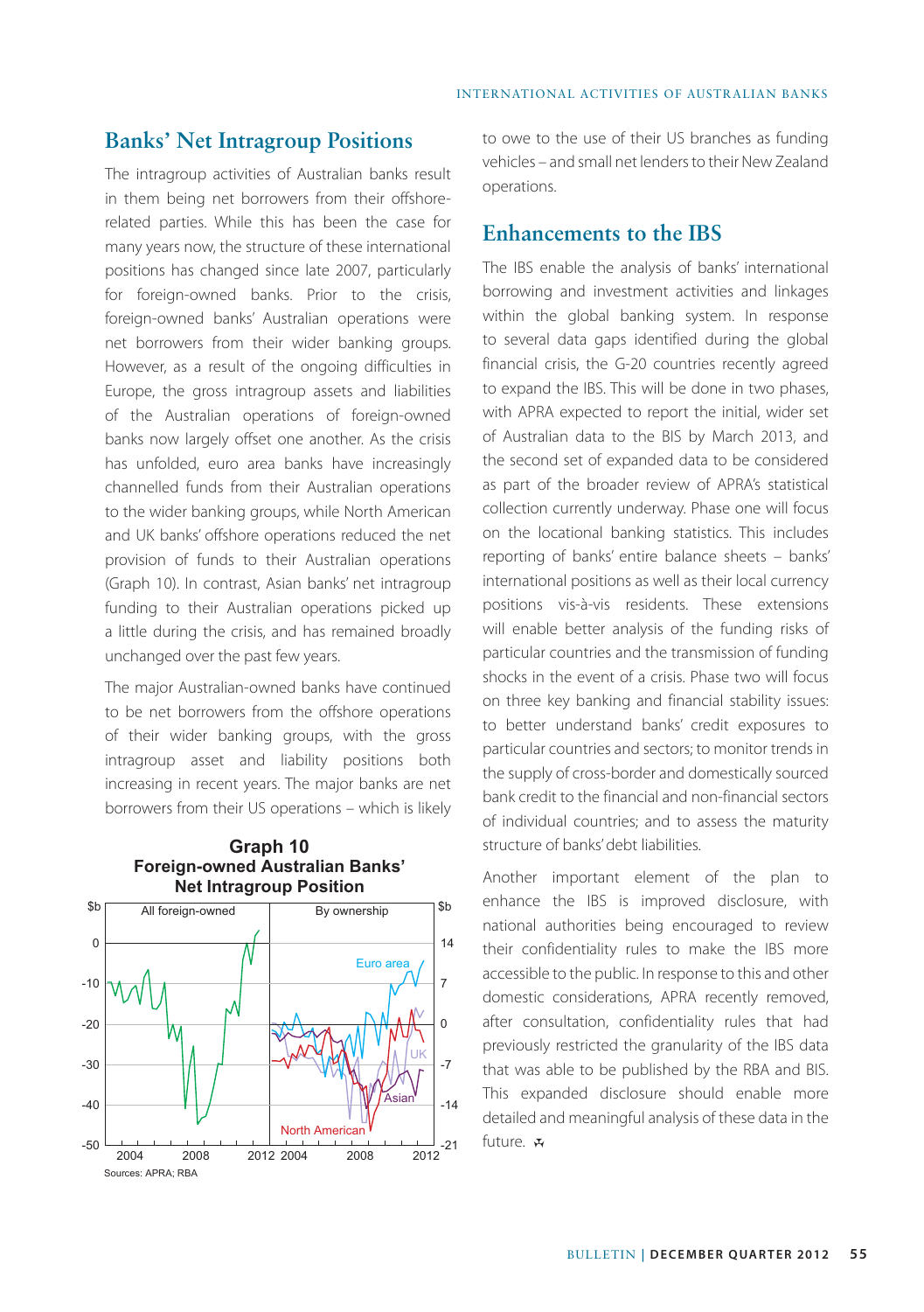## Banks' Net Intragroup Positions

The intragroup activities of Australian banks result in them being net borrowers from their offshore-related parties. While this has been the case for many years now, the structure of these international positions has changed since late 2007, particularly for foreign-owned banks. Prior to the crisis, foreign-owned banks' Australian operations were net borrowers from their wider banking groups. However, as a result of the ongoing difficulties in Europe, the gross intragroup assets and liabilities of the Australian operations of foreign-owned banks now largely offset one another. As the crisis has unfolded, euro area banks have increasingly channelled funds from their Australian operations to the wider banking groups, while North American and UK banks' offshore operations reduced the net provision of funds to their Australian operations (Graph 10). In contrast, Asian banks' net intragroup funding to their Australian operations picked up a little during the crisis, and has remained broadly unchanged over the past few years.

The major Australian-owned banks have continued to be net borrowers from the offshore operations of their wider banking groups, with the gross intragroup asset and liability positions both increasing in recent years. The major banks are net borrowers from their US operations – which is likely to owe to the use of their US branches as funding vehicles – and small net lenders to their New Zealand operations.

**Graph 10**
**Foreign-owned Australian Banks' Net Intragroup Position**

Sources: APRA; RBA

## Enhancements to the IBS

The IBS enable the analysis of banks' international borrowing and investment activities and linkages within the global banking system. In response to several data gaps identified during the global financial crisis, the G-20 countries recently agreed to expand the IBS. This will be done in two phases, with APRA expected to report the initial, wider set of Australian data to the BIS by March 2013, and the second set of expanded data to be considered as part of the broader review of APRA's statistical collection currently underway. Phase one will focus on the locational banking statistics. This includes reporting of banks' entire balance sheets – banks' international positions as well as their local currency positions vis-à-vis residents. These extensions will enable better analysis of the funding risks of particular countries and the transmission of funding shocks in the event of a crisis. Phase two will focus on three key banking and financial stability issues: to better understand banks' credit exposures to particular countries and sectors; to monitor trends in the supply of cross-border and domestically sourced bank credit to the financial and non-financial sectors of individual countries; and to assess the maturity structure of banks' debt liabilities.

Another important element of the plan to enhance the IBS is improved disclosure, with national authorities being encouraged to review their confidentiality rules to make the IBS more accessible to the public. In response to this and other domestic considerations, APRA recently removed, after consultation, confidentiality rules that had previously restricted the granularity of the IBS data that was able to be published by the RBA and BIS. This expanded disclosure should enable more detailed and meaningful analysis of these data in the future.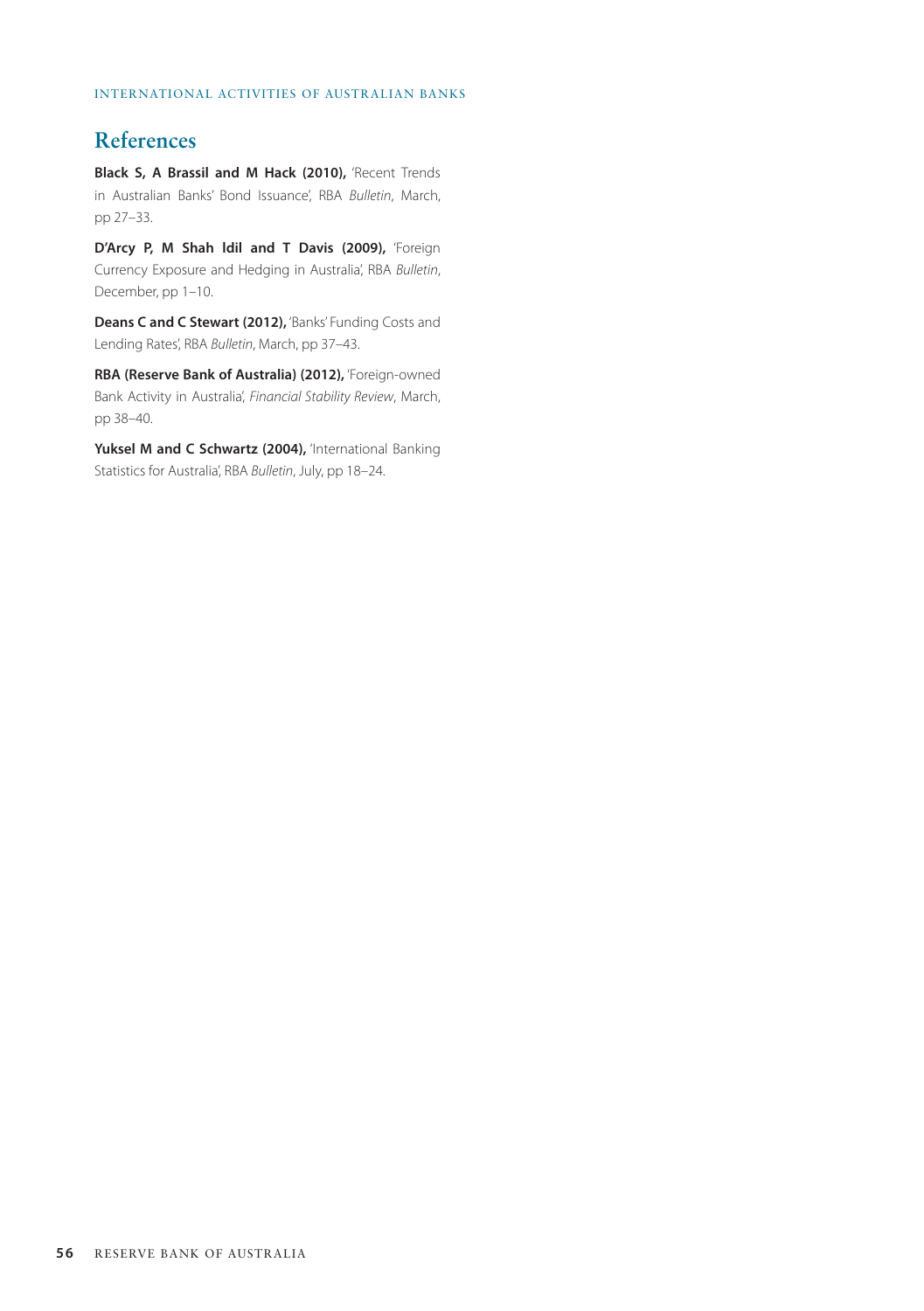## References

**Black S, A Brassil and M Hack (2010),** 'Recent Trends in Australian Banks' Bond Issuance', RBA *Bulletin*, March, pp 27–33.

**D'Arcy P, M Shah Idil and T Davis (2009),** 'Foreign Currency Exposure and Hedging in Australia', RBA *Bulletin*, December, pp 1–10.

**Deans C and C Stewart (2012),** 'Banks' Funding Costs and Lending Rates', RBA *Bulletin*, March, pp 37–43.

**RBA (Reserve Bank of Australia) (2012),** 'Foreign-owned Bank Activity in Australia', *Financial Stability Review*, March, pp 38–40.

**Yuksel M and C Schwartz (2004),** 'International Banking Statistics for Australia', RBA *Bulletin*, July, pp 18–24.